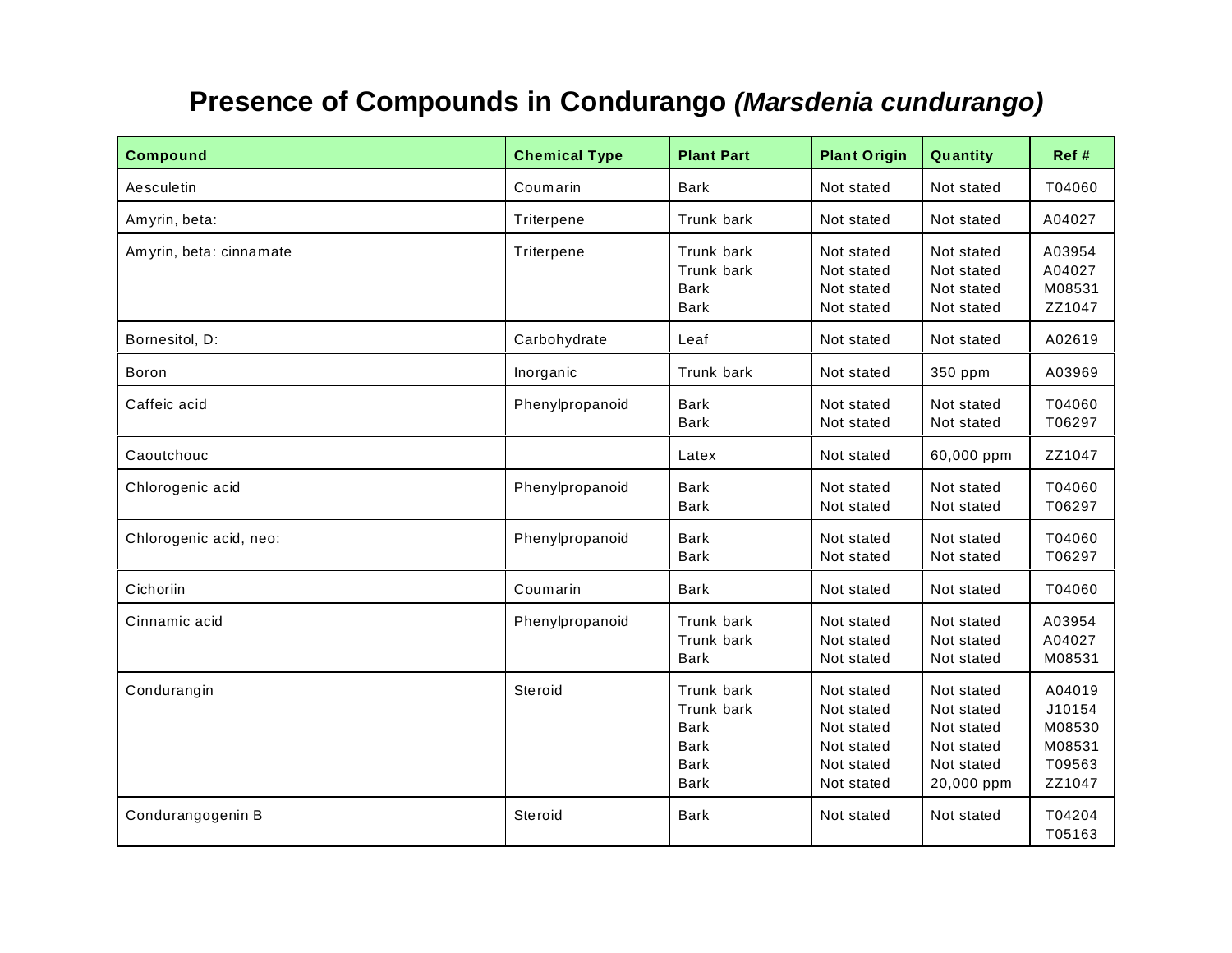# Presence of Compounds in Condurango *(Marsdenia cundurango)*

| Compound | Chemical Type | Plant Part | Plant Origin | Quantity | Ref # |
|---|---|---|---|---|---|
| Aesculetin | Coumarin | Bark | Not stated | Not stated | T04060 |
| Amyrin, beta: | Triterpene | Trunk bark | Not stated | Not stated | A04027 |
| Amyrin, beta: cinnamate | Triterpene | Trunk bark<br>Trunk bark<br>Bark<br>Bark | Not stated<br>Not stated<br>Not stated<br>Not stated | Not stated<br>Not stated<br>Not stated<br>Not stated | A03954<br>A04027<br>M08531<br>ZZ1047 |
| Bornesitol, D: | Carbohydrate | Leaf | Not stated | Not stated | A02619 |
| Boron | Inorganic | Trunk bark | Not stated | 350 ppm | A03969 |
| Caffeic acid | Phenylpropanoid | Bark<br>Bark | Not stated<br>Not stated | Not stated<br>Not stated | T04060<br>T06297 |
| Caoutchouc | | Latex | Not stated | 60,000 ppm | ZZ1047 |
| Chlorogenic acid | Phenylpropanoid | Bark<br>Bark | Not stated<br>Not stated | Not stated<br>Not stated | T04060<br>T06297 |
| Chlorogenic acid, neo: | Phenylpropanoid | Bark<br>Bark | Not stated<br>Not stated | Not stated<br>Not stated | T04060<br>T06297 |
| Cichoriin | Coumarin | Bark | Not stated | Not stated | T04060 |
| Cinnamic acid | Phenylpropanoid | Trunk bark<br>Trunk bark<br>Bark | Not stated<br>Not stated<br>Not stated | Not stated<br>Not stated<br>Not stated | A03954<br>A04027<br>M08531 |
| Condurangin | Steroid | Trunk bark<br>Trunk bark<br>Bark<br>Bark<br>Bark<br>Bark | Not stated<br>Not stated<br>Not stated<br>Not stated<br>Not stated<br>Not stated | Not stated<br>Not stated<br>Not stated<br>Not stated<br>Not stated<br>20,000 ppm | A04019<br>J10154<br>M08530<br>M08531<br>T09563<br>ZZ1047 |
| Condurangogenin B | Steroid | Bark | Not stated | Not stated | T04204<br>T05163 |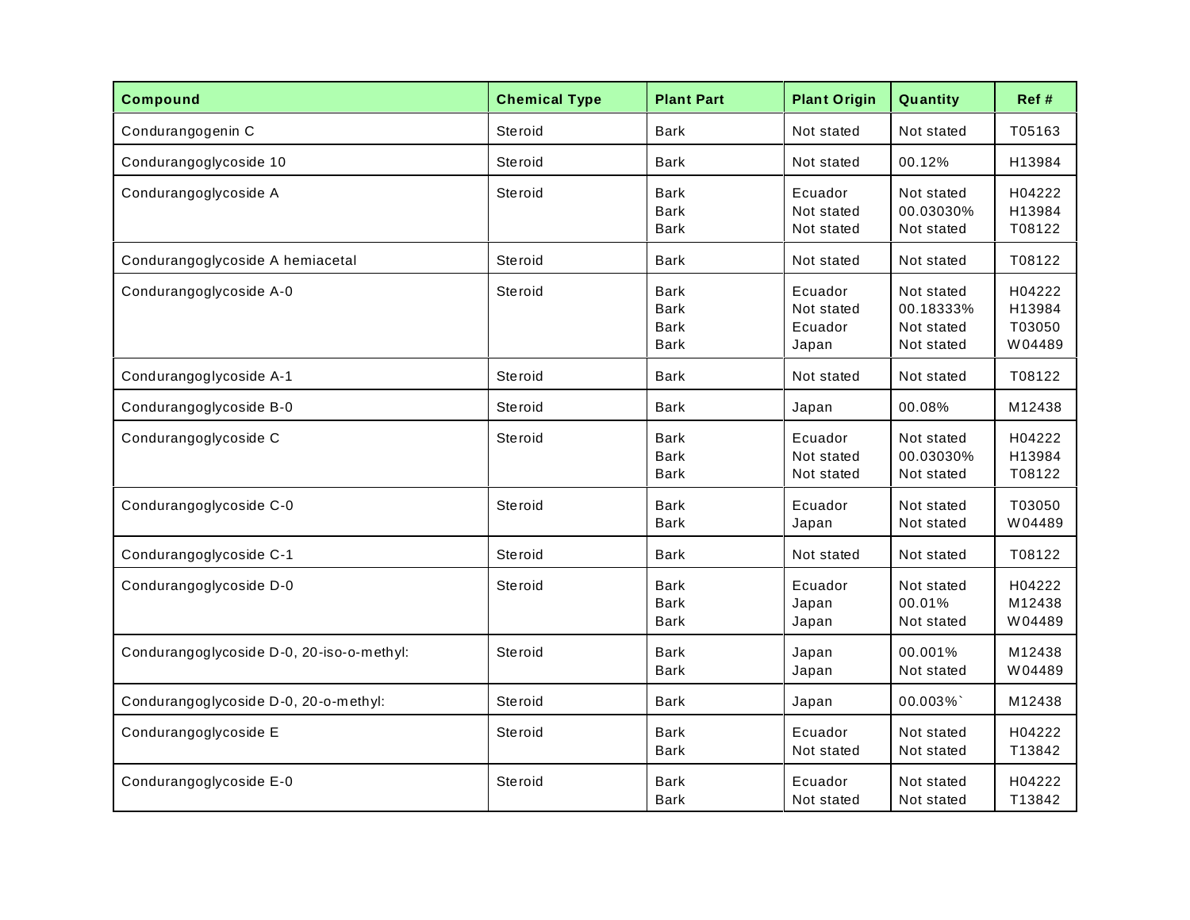| Compound | Chemical Type | Plant Part | Plant Origin | Quantity | Ref # |
| --- | --- | --- | --- | --- | --- |
| Condurangogenin C | Steroid | Bark | Not stated | Not stated | T05163 |
| Condurangoglycoside 10 | Steroid | Bark | Not stated | 00.12% | H13984 |
| Condurangoglycoside A | Steroid | Bark<br>Bark<br>Bark | Ecuador<br>Not stated<br>Not stated | Not stated<br>00.03030%<br>Not stated | H04222<br>H13984<br>T08122 |
| Condurangoglycoside A hemiacetal | Steroid | Bark | Not stated | Not stated | T08122 |
| Condurangoglycoside A-0 | Steroid | Bark<br>Bark<br>Bark<br>Bark | Ecuador<br>Not stated<br>Ecuador<br>Japan | Not stated<br>00.18333%<br>Not stated<br>Not stated | H04222<br>H13984<br>T03050<br>W04489 |
| Condurangoglycoside A-1 | Steroid | Bark | Not stated | Not stated | T08122 |
| Condurangoglycoside B-0 | Steroid | Bark | Japan | 00.08% | M12438 |
| Condurangoglycoside C | Steroid | Bark<br>Bark<br>Bark | Ecuador<br>Not stated<br>Not stated | Not stated<br>00.03030%<br>Not stated | H04222<br>H13984<br>T08122 |
| Condurangoglycoside C-0 | Steroid | Bark<br>Bark | Ecuador<br>Japan | Not stated<br>Not stated | T03050<br>W04489 |
| Condurangoglycoside C-1 | Steroid | Bark | Not stated | Not stated | T08122 |
| Condurangoglycoside D-0 | Steroid | Bark<br>Bark<br>Bark | Ecuador<br>Japan<br>Japan | Not stated<br>00.01%<br>Not stated | H04222<br>M12438<br>W04489 |
| Condurangoglycoside D-0, 20-iso-o-methyl: | Steroid | Bark<br>Bark | Japan<br>Japan | 00.001%<br>Not stated | M12438<br>W04489 |
| Condurangoglycoside D-0, 20-o-methyl: | Steroid | Bark | Japan | 00.003%` | M12438 |
| Condurangoglycoside E | Steroid | Bark<br>Bark | Ecuador<br>Not stated | Not stated<br>Not stated | H04222<br>T13842 |
| Condurangoglycoside E-0 | Steroid | Bark<br>Bark | Ecuador<br>Not stated | Not stated<br>Not stated | H04222<br>T13842 |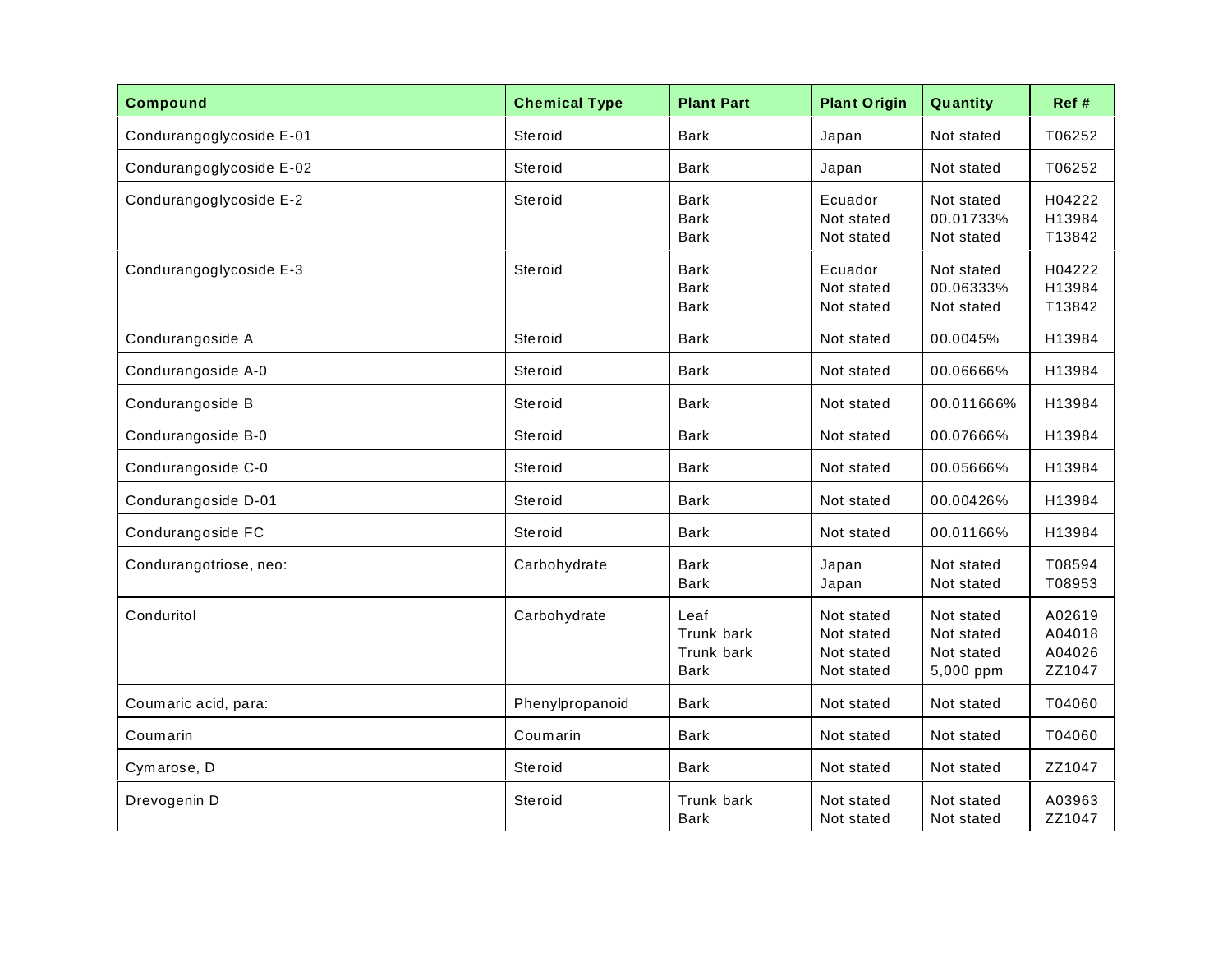| Compound | Chemical Type | Plant Part | Plant Origin | Quantity | Ref # |
|---|---|---|---|---|---|
| Condurangoglycoside E-01 | Steroid | Bark | Japan | Not stated | T06252 |
| Condurangoglycoside E-02 | Steroid | Bark | Japan | Not stated | T06252 |
| Condurangoglycoside E-2 | Steroid | Bark<br>Bark<br>Bark | Ecuador<br>Not stated<br>Not stated | Not stated<br>00.01733%<br>Not stated | H04222<br>H13984<br>T13842 |
| Condurangoglycoside E-3 | Steroid | Bark<br>Bark<br>Bark | Ecuador<br>Not stated<br>Not stated | Not stated<br>00.06333%<br>Not stated | H04222<br>H13984<br>T13842 |
| Condurangoside A | Steroid | Bark | Not stated | 00.0045% | H13984 |
| Condurangoside A-0 | Steroid | Bark | Not stated | 00.06666% | H13984 |
| Condurangoside B | Steroid | Bark | Not stated | 00.011666% | H13984 |
| Condurangoside B-0 | Steroid | Bark | Not stated | 00.07666% | H13984 |
| Condurangoside C-0 | Steroid | Bark | Not stated | 00.05666% | H13984 |
| Condurangoside D-01 | Steroid | Bark | Not stated | 00.00426% | H13984 |
| Condurangoside FC | Steroid | Bark | Not stated | 00.01166% | H13984 |
| Condurangotriose, neo: | Carbohydrate | Bark<br>Bark | Japan<br>Japan | Not stated<br>Not stated | T08594<br>T08953 |
| Conduritol | Carbohydrate | Leaf<br>Trunk bark<br>Trunk bark<br>Bark | Not stated<br>Not stated<br>Not stated<br>Not stated | Not stated<br>Not stated<br>Not stated<br>5,000 ppm | A02619<br>A04018<br>A04026<br>ZZ1047 |
| Coumaric acid, para: | Phenylpropanoid | Bark | Not stated | Not stated | T04060 |
| Coumarin | Coumarin | Bark | Not stated | Not stated | T04060 |
| Cymarose, D | Steroid | Bark | Not stated | Not stated | ZZ1047 |
| Drevogenin D | Steroid | Trunk bark<br>Bark | Not stated<br>Not stated | Not stated<br>Not stated | A03963<br>ZZ1047 |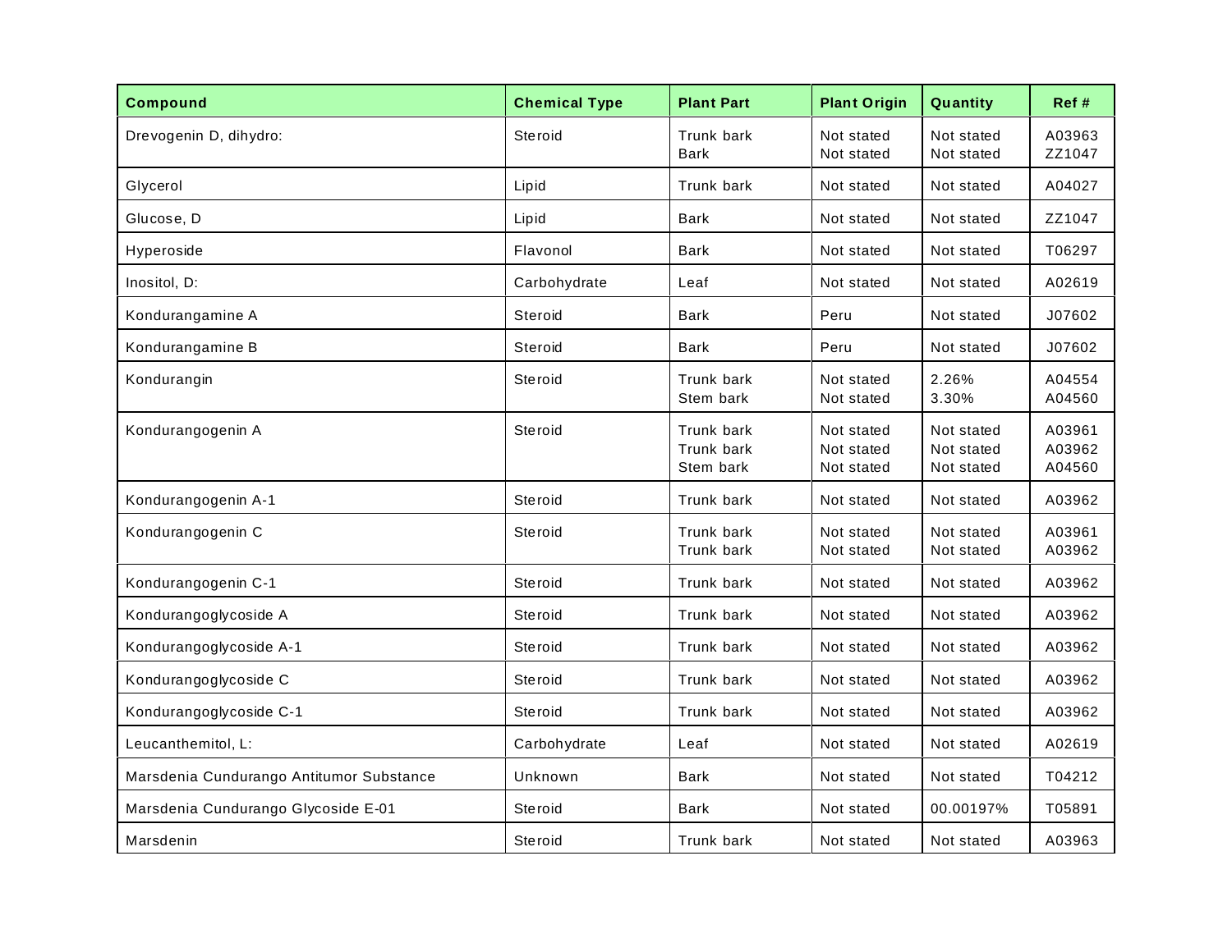| Compound | Chemical Type | Plant Part | Plant Origin | Quantity | Ref # |
|---|---|---|---|---|---|
| Drevogenin D, dihydro: | Steroid | Trunk bark<br>Bark | Not stated<br>Not stated | Not stated<br>Not stated | A03963<br>ZZ1047 |
| Glycerol | Lipid | Trunk bark | Not stated | Not stated | A04027 |
| Glucose, D | Lipid | Bark | Not stated | Not stated | ZZ1047 |
| Hyperoside | Flavonol | Bark | Not stated | Not stated | T06297 |
| Inositol, D: | Carbohydrate | Leaf | Not stated | Not stated | A02619 |
| Kondurangamine A | Steroid | Bark | Peru | Not stated | J07602 |
| Kondurangamine B | Steroid | Bark | Peru | Not stated | J07602 |
| Kondurangin | Steroid | Trunk bark<br>Stem bark | Not stated<br>Not stated | 2.26%<br>3.30% | A04554<br>A04560 |
| Kondurangogenin A | Steroid | Trunk bark<br>Trunk bark<br>Stem bark | Not stated<br>Not stated<br>Not stated | Not stated<br>Not stated<br>Not stated | A03961<br>A03962<br>A04560 |
| Kondurangogenin A-1 | Steroid | Trunk bark | Not stated | Not stated | A03962 |
| Kondurangogenin C | Steroid | Trunk bark<br>Trunk bark | Not stated<br>Not stated | Not stated<br>Not stated | A03961<br>A03962 |
| Kondurangogenin C-1 | Steroid | Trunk bark | Not stated | Not stated | A03962 |
| Kondurangoglycoside A | Steroid | Trunk bark | Not stated | Not stated | A03962 |
| Kondurangoglycoside A-1 | Steroid | Trunk bark | Not stated | Not stated | A03962 |
| Kondurangoglycoside C | Steroid | Trunk bark | Not stated | Not stated | A03962 |
| Kondurangoglycoside C-1 | Steroid | Trunk bark | Not stated | Not stated | A03962 |
| Leucanthemitol, L: | Carbohydrate | Leaf | Not stated | Not stated | A02619 |
| Marsdenia Cundurango Antitumor Substance | Unknown | Bark | Not stated | Not stated | T04212 |
| Marsdenia Cundurango Glycoside E-01 | Steroid | Bark | Not stated | 00.00197% | T05891 |
| Marsdenin | Steroid | Trunk bark | Not stated | Not stated | A03963 |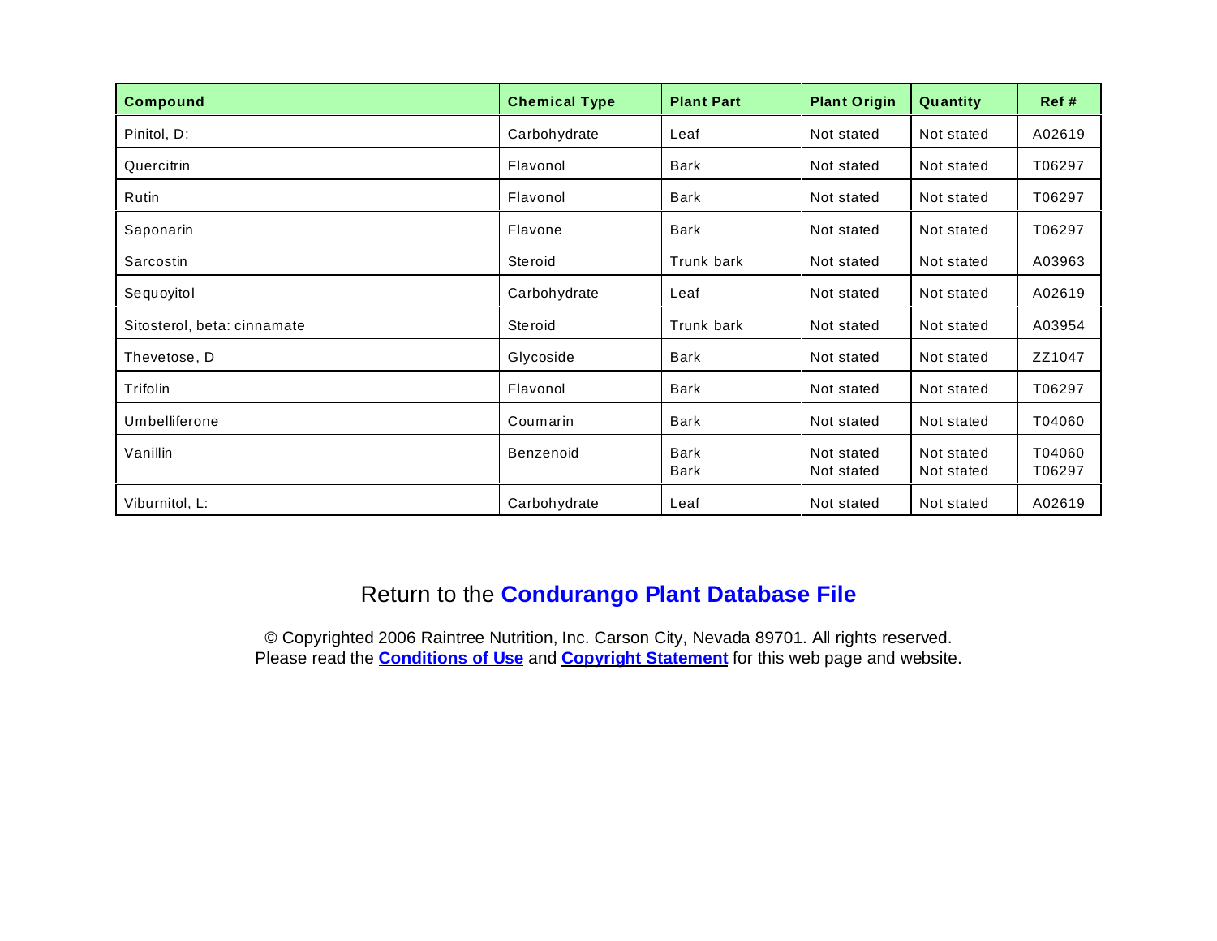| Compound | Chemical Type | Plant Part | Plant Origin | Quantity | Ref # |
|---|---|---|---|---|---|
| Pinitol, D: | Carbohydrate | Leaf | Not stated | Not stated | A02619 |
| Quercitrin | Flavonol | Bark | Not stated | Not stated | T06297 |
| Rutin | Flavonol | Bark | Not stated | Not stated | T06297 |
| Saponarin | Flavone | Bark | Not stated | Not stated | T06297 |
| Sarcostin | Steroid | Trunk bark | Not stated | Not stated | A03963 |
| Sequoyitol | Carbohydrate | Leaf | Not stated | Not stated | A02619 |
| Sitosterol, beta: cinnamate | Steroid | Trunk bark | Not stated | Not stated | A03954 |
| Thevetose, D | Glycoside | Bark | Not stated | Not stated | ZZ1047 |
| Trifolin | Flavonol | Bark | Not stated | Not stated | T06297 |
| Umbelliferone | Coumarin | Bark | Not stated | Not stated | T04060 |
| Vanillin | Benzenoid | Bark<br>Bark | Not stated<br>Not stated | Not stated<br>Not stated | T04060<br>T06297 |
| Viburnitol, L: | Carbohydrate | Leaf | Not stated | Not stated | A02619 |

Return to the **Condurango Plant Database File**

© Copyrighted 2006 Raintree Nutrition, Inc. Carson City, Nevada 89701. All rights reserved.
Please read the **Conditions of Use** and **Copyright Statement** for this web page and website.